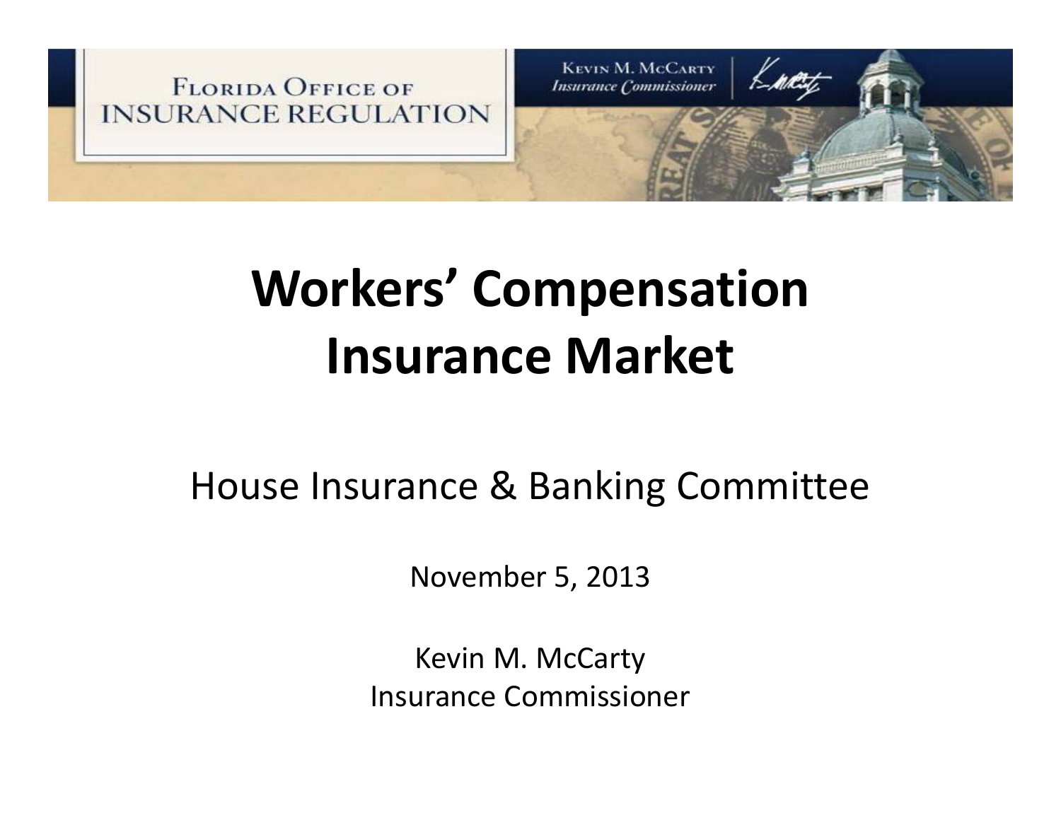FLORIDA OFFICE OF INSURANCE REGULATION

KEVIN M. MCCARTY
*Insurance Commissioner*

# Workers' Compensation Insurance Market

House Insurance & Banking Committee

November 5, 2013

Kevin M. McCarty
Insurance Commissioner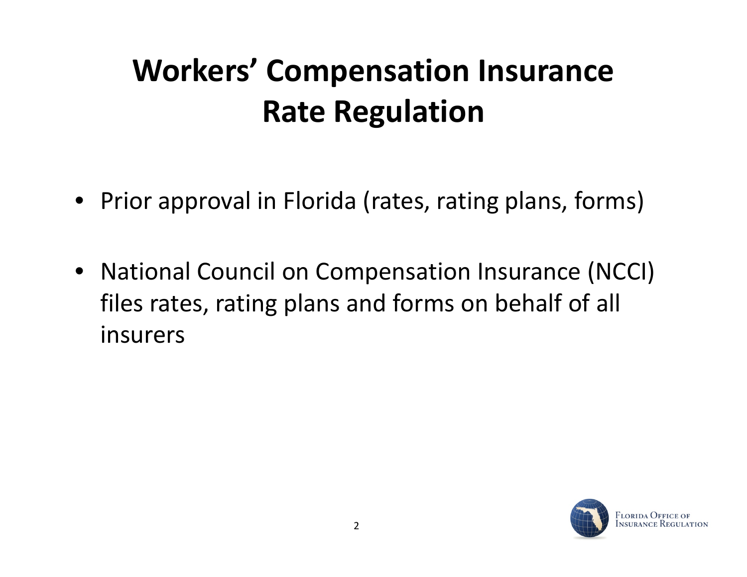# Workers' Compensation Insurance Rate Regulation

- Prior approval in Florida (rates, rating plans, forms)

- National Council on Compensation Insurance (NCCI) files rates, rating plans and forms on behalf of all insurers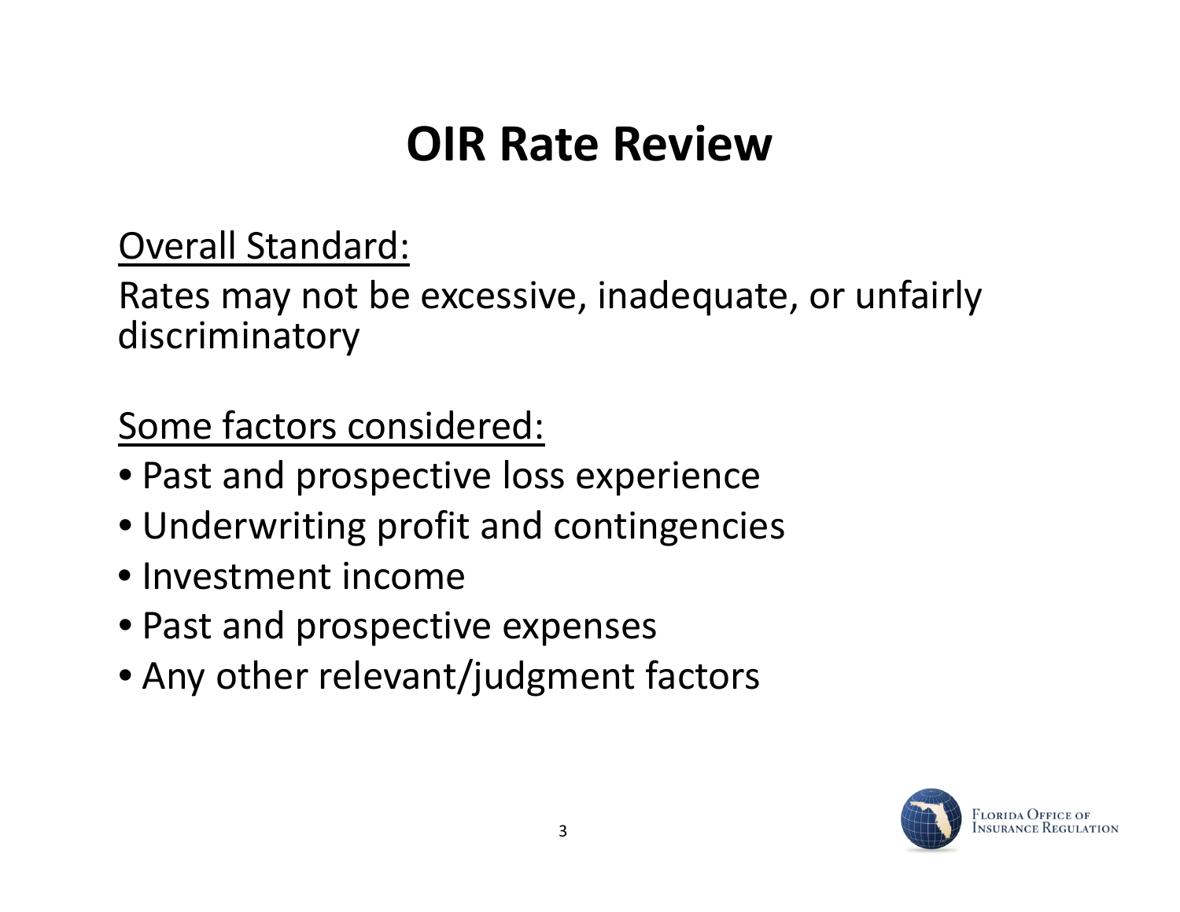# OIR Rate Review

Overall Standard:

Rates may not be excessive, inadequate, or unfairly discriminatory

Some factors considered:

- Past and prospective loss experience
- Underwriting profit and contingencies
- Investment income
- Past and prospective expenses
- Any other relevant/judgment factors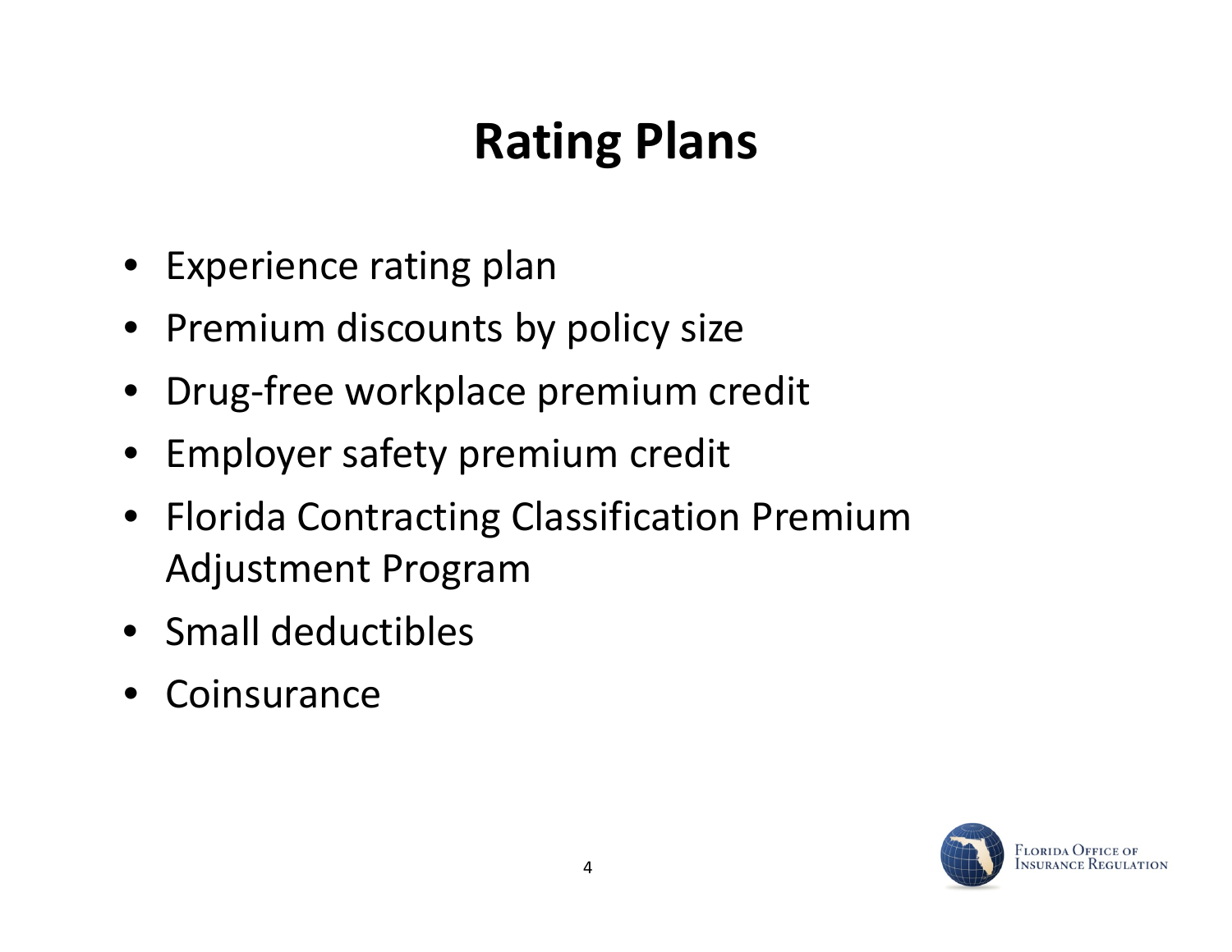# Rating Plans

- Experience rating plan
- Premium discounts by policy size
- Drug-free workplace premium credit
- Employer safety premium credit
- Florida Contracting Classification Premium Adjustment Program
- Small deductibles
- Coinsurance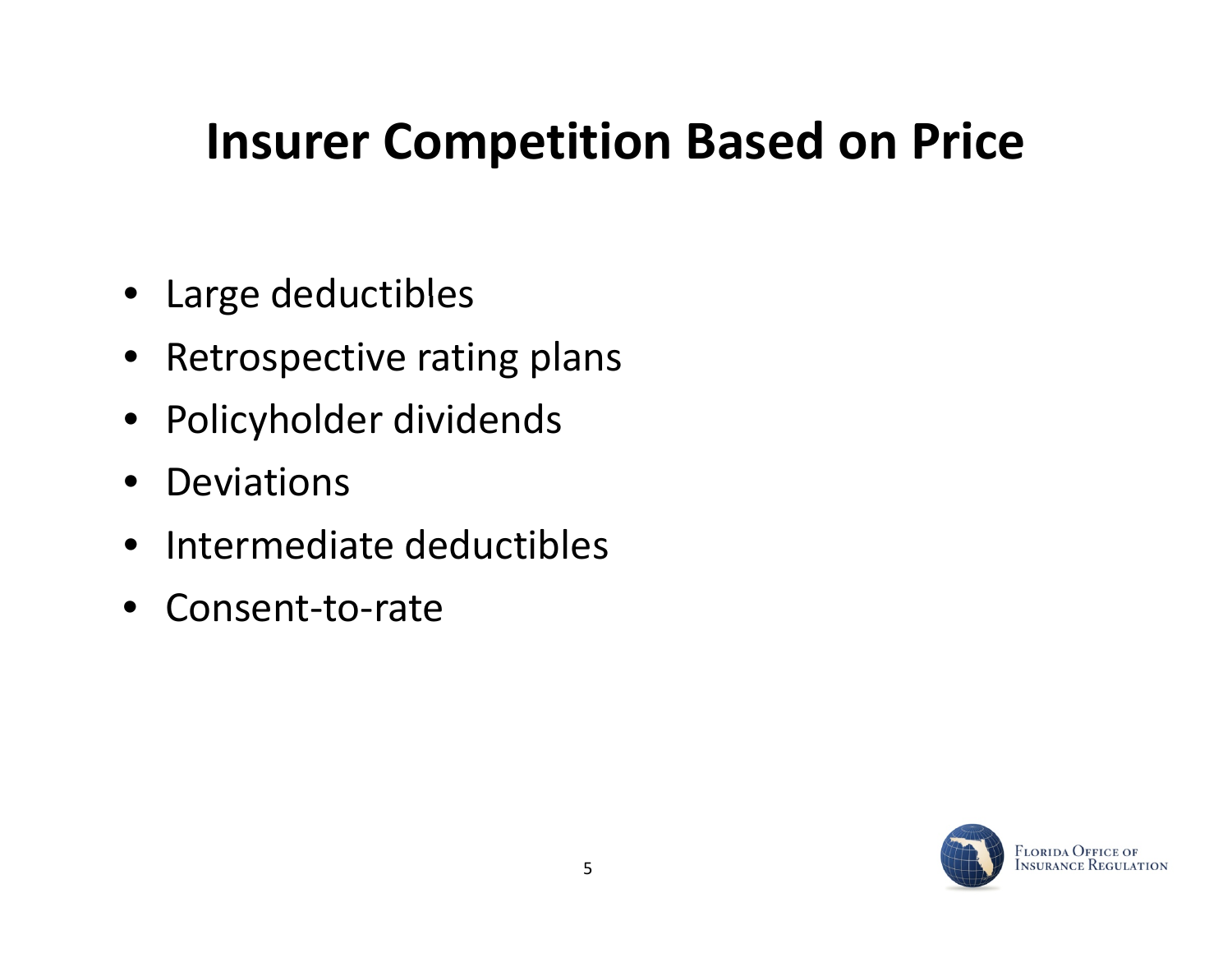# Insurer Competition Based on Price

- Large deductibles
- Retrospective rating plans
- Policyholder dividends
- Deviations
- Intermediate deductibles
- Consent-to-rate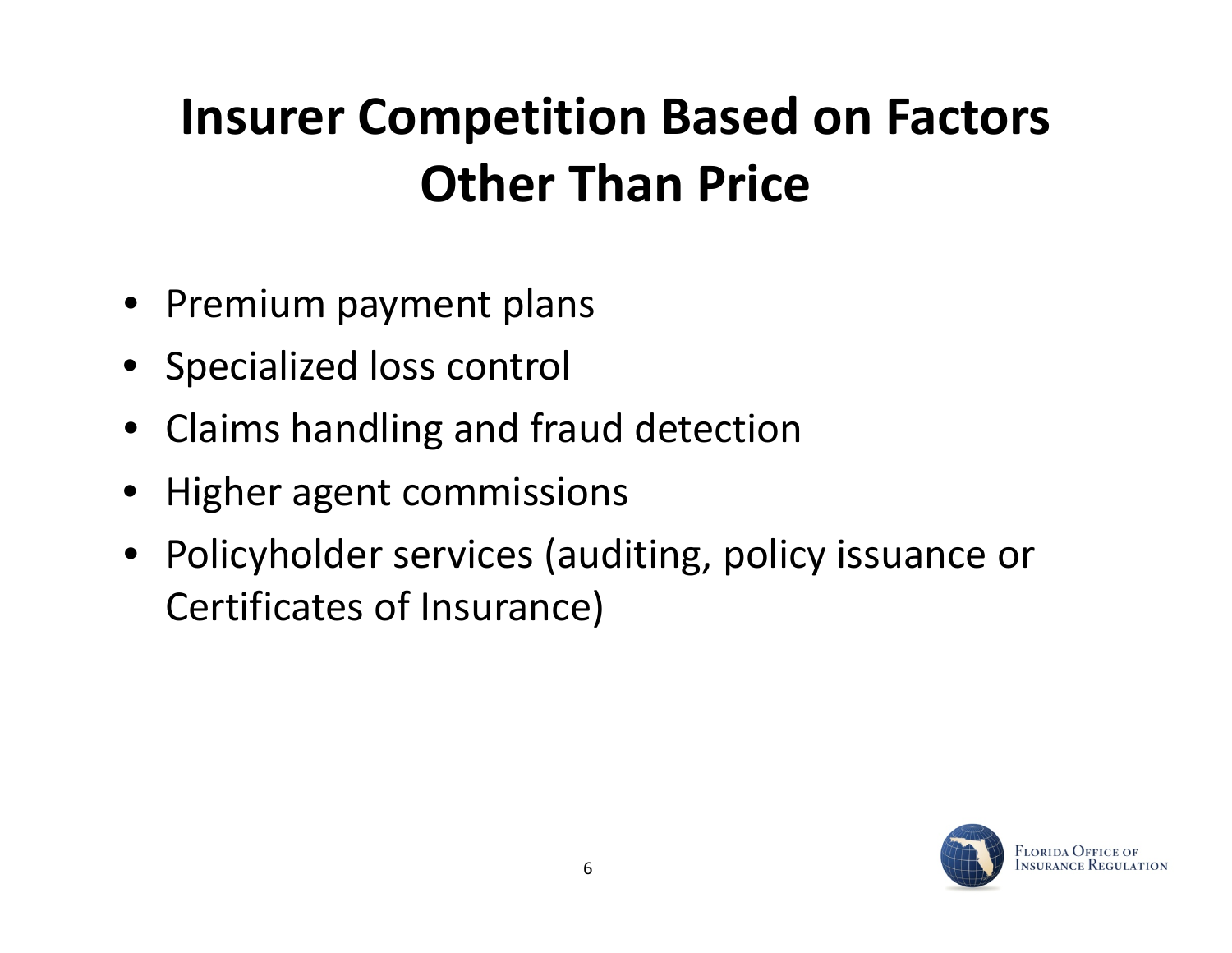# Insurer Competition Based on Factors Other Than Price

- Premium payment plans
- Specialized loss control
- Claims handling and fraud detection
- Higher agent commissions
- Policyholder services (auditing, policy issuance or Certificates of Insurance)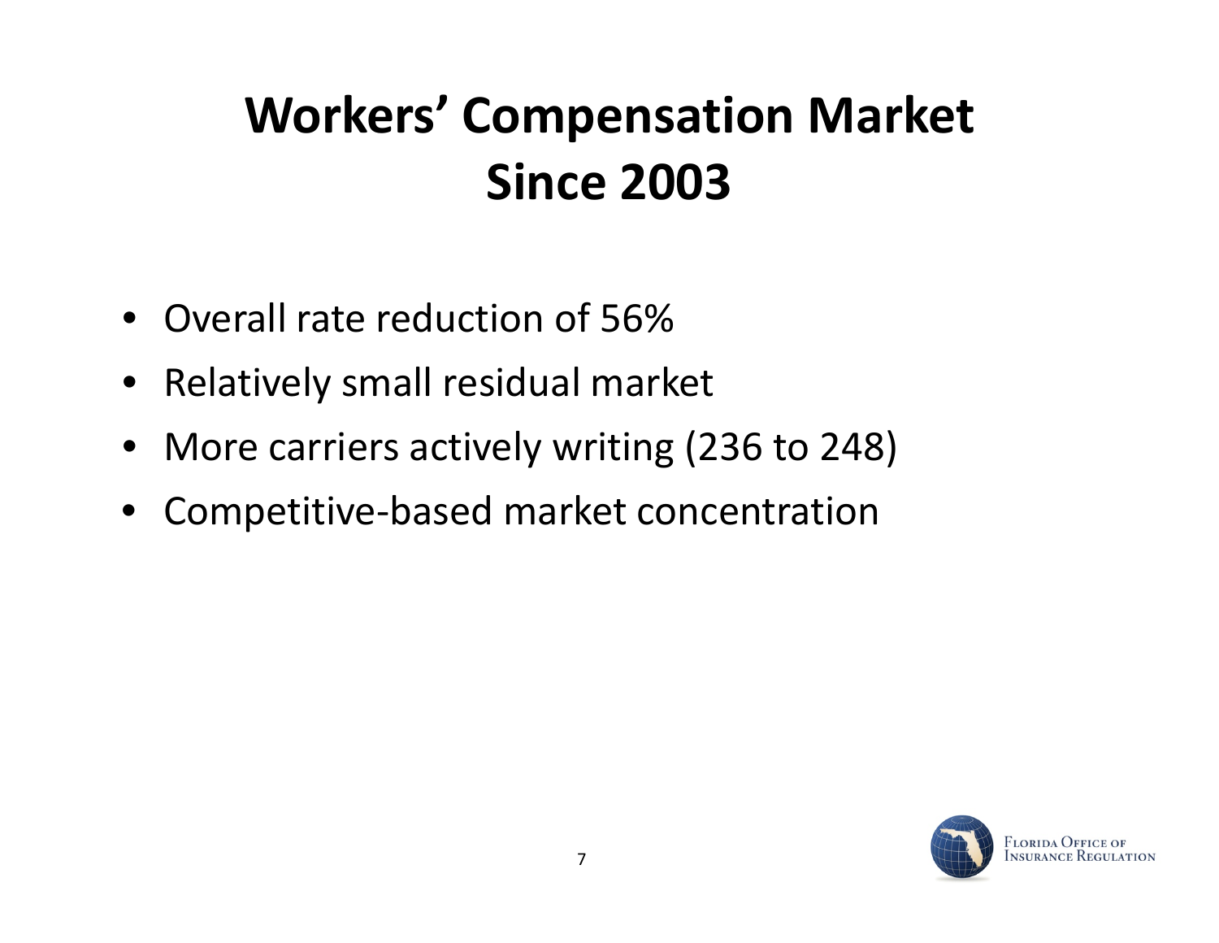# Workers' Compensation Market Since 2003

- Overall rate reduction of 56%
- Relatively small residual market
- More carriers actively writing (236 to 248)
- Competitive-based market concentration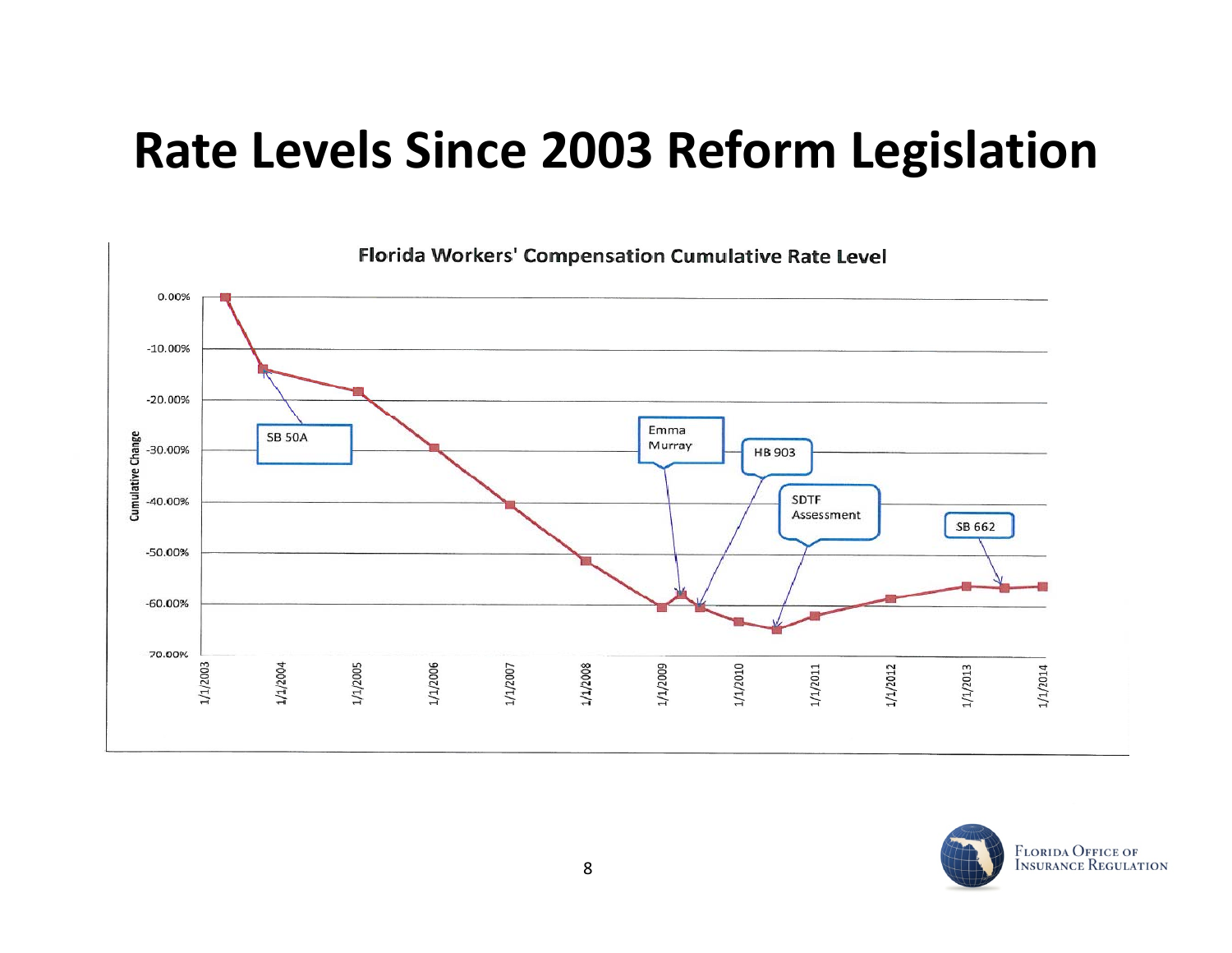# Rate Levels Since 2003 Reform Legislation

**Florida Workers' Compensation Cumulative Rate Level**

Cumulative Change

0.00%
-10.00%
-20.00%
-30.00%
-40.00%
-50.00%
-60.00%
70.00%

1/1/2003 1/1/2004 1/1/2005 1/1/2006 1/1/2007 1/1/2008 1/1/2009 1/1/2010 1/1/2011 1/1/2012 1/1/2013 1/1/2014

SB 50A

Emma Murray

HB 903

SDTF Assessment

SB 662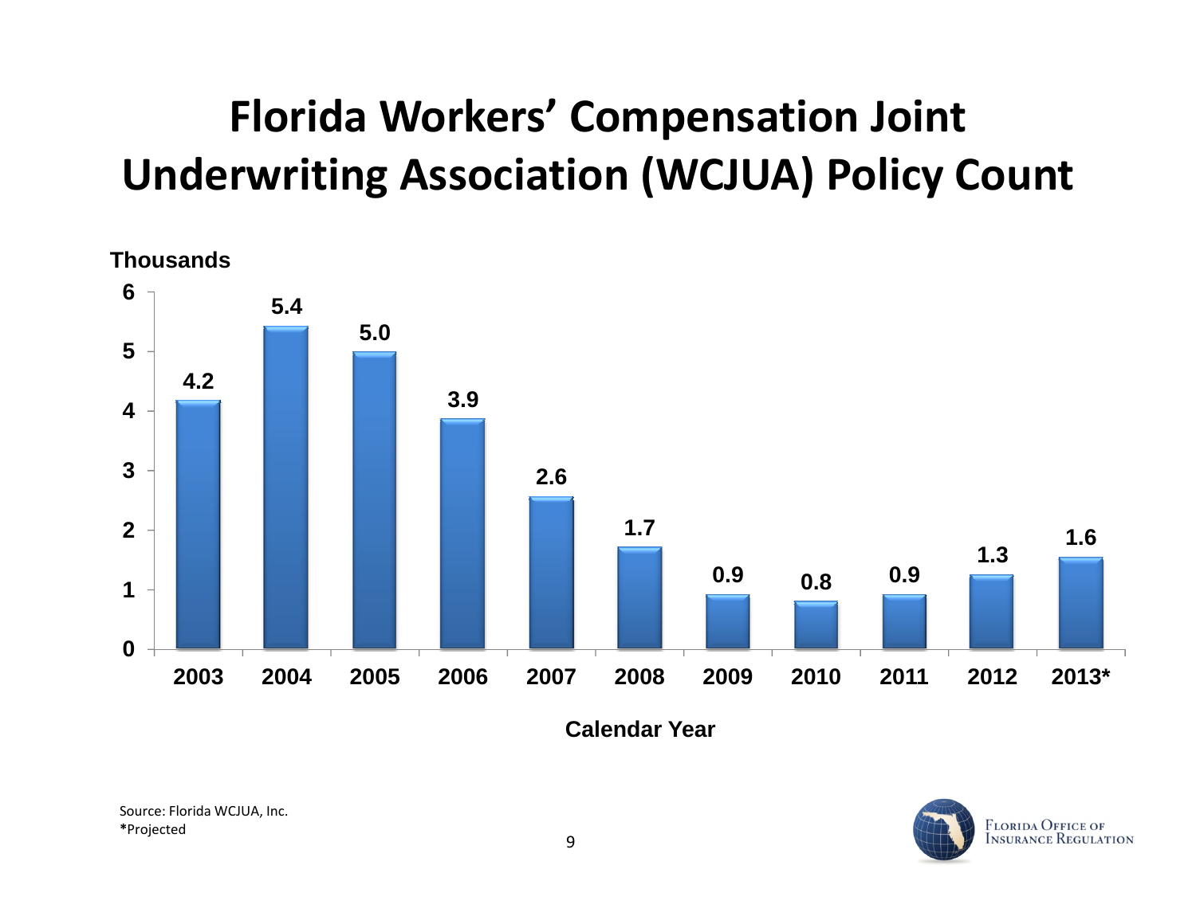# Florida Workers' Compensation Joint Underwriting Association (WCJUA) Policy Count

Thousands

| Calendar Year | 2003 | 2004 | 2005 | 2006 | 2007 | 2008 | 2009 | 2010 | 2011 | 2012 | 2013* |
|---|---|---|---|---|---|---|---|---|---|---|---|
| Policy Count (Thousands) | 4.2 | 5.4 | 5.0 | 3.9 | 2.6 | 1.7 | 0.9 | 0.8 | 0.9 | 1.3 | 1.6 |

Source: Florida WCJUA, Inc.
*Projected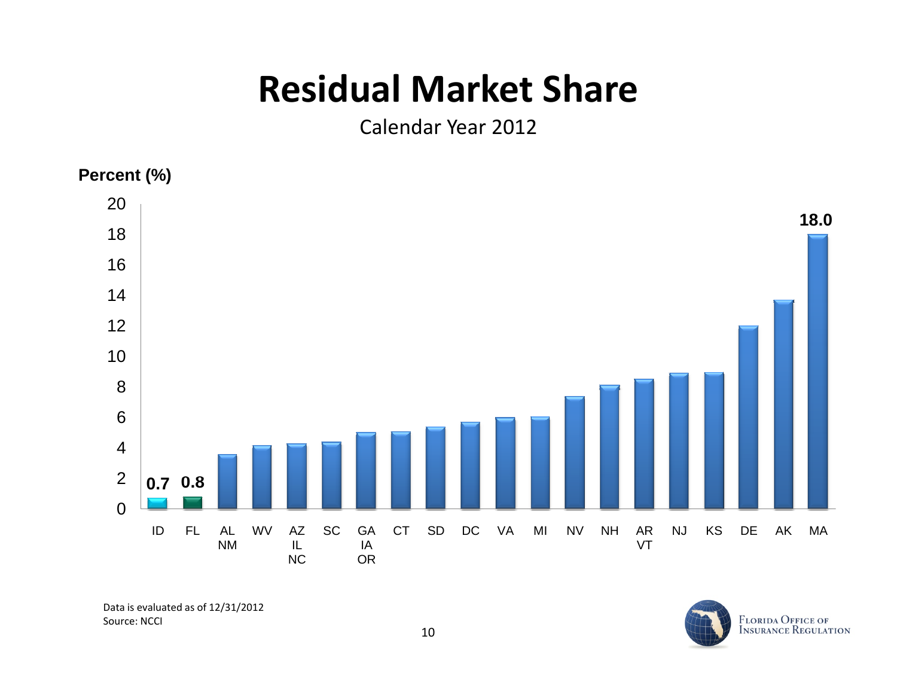# Residual Market Share

Calendar Year 2012

Percent (%)

| State(s) | Percent (%) |
|---|---|
| ID | 0.7 |
| FL | 0.8 |
| AL, NM | |
| WV | |
| AZ, IL, NC | |
| SC | |
| GA, IA, OR | |
| CT | |
| SD | |
| DC | |
| VA | |
| MI | |
| NV | |
| NH | |
| AR, VT | |
| NJ | |
| KS | |
| DE | |
| AK | |
| MA | 18.0 |

Data is evaluated as of 12/31/2012
Source: NCCI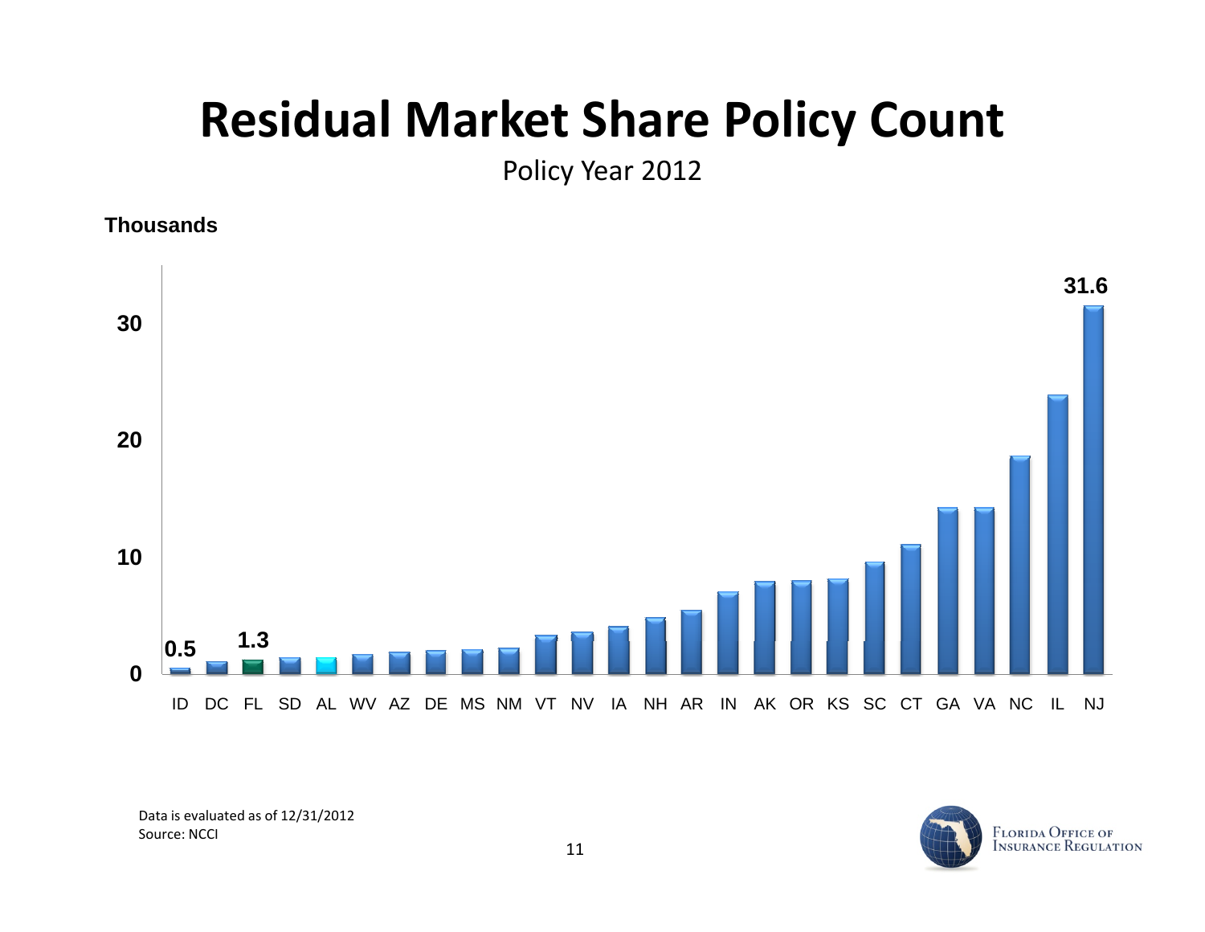# Residual Market Share Policy Count

Policy Year 2012

Thousands

| State | Policy Count (Thousands) |
|---|---|
| ID | 0.5 |
| DC | |
| FL | 1.3 |
| SD | |
| AL | |
| WV | |
| AZ | |
| DE | |
| MS | |
| NM | |
| VT | |
| NV | |
| IA | |
| NH | |
| AR | |
| IN | |
| AK | |
| OR | |
| KS | |
| SC | |
| CT | |
| GA | |
| VA | |
| NC | |
| IL | |
| NJ | 31.6 |

Data is evaluated as of 12/31/2012

Source: NCCI

Florida Office of Insurance Regulation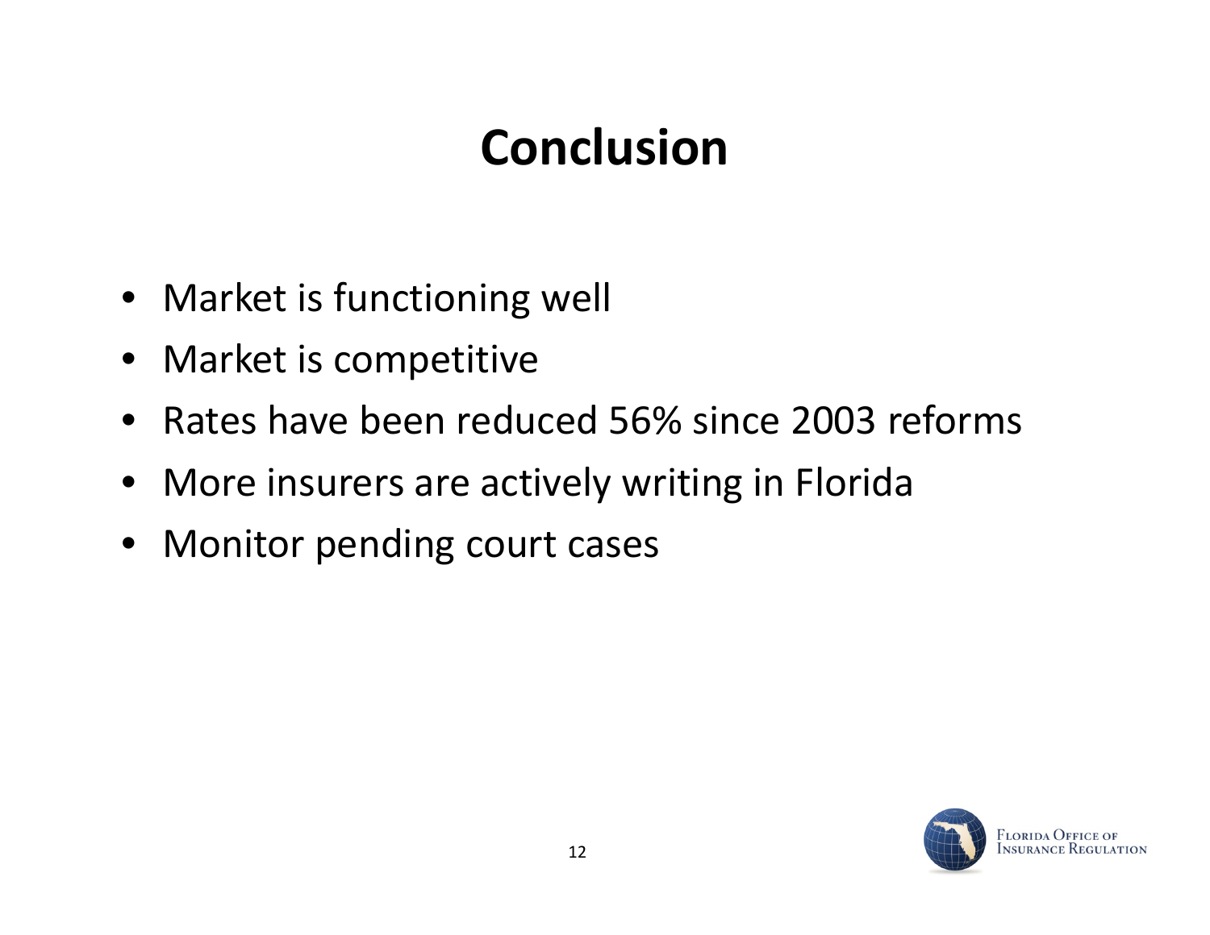# Conclusion

- Market is functioning well
- Market is competitive
- Rates have been reduced 56% since 2003 reforms
- More insurers are actively writing in Florida
- Monitor pending court cases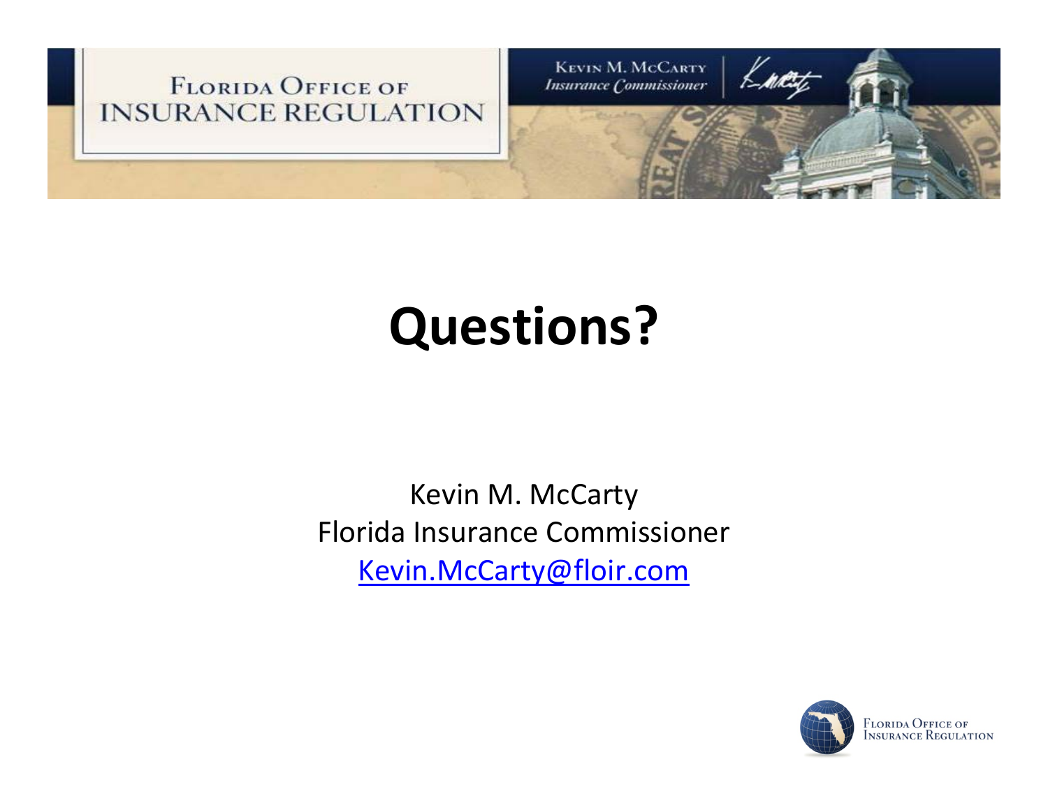# Questions?

Kevin M. McCarty
Florida Insurance Commissioner
Kevin.McCarty@floir.com